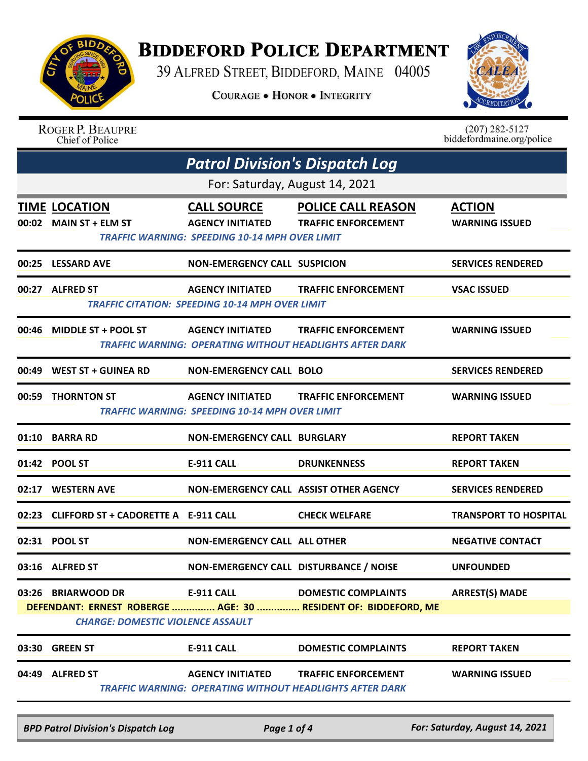# Biddeford Police Department

39 Alfred Street, Biddeford, Maine 04005

Courage • Honor • Integrity

Roger P. Beaupre
Chief of Police

(207) 282-5127
biddefordmaine.org/police

## Patrol Division's Dispatch Log

For: Saturday, August 14, 2021

| TIME | LOCATION | CALL SOURCE | POLICE CALL REASON | ACTION |
|---|---|---|---|---|
| 00:02 | MAIN ST + ELM ST | AGENCY INITIATED | TRAFFIC ENFORCEMENT | WARNING ISSUED |
| | *TRAFFIC WARNING: SPEEDING 10-14 MPH OVER LIMIT* | | | |
| 00:25 | LESSARD AVE | NON-EMERGENCY CALL | SUSPICION | SERVICES RENDERED |
| 00:27 | ALFRED ST | AGENCY INITIATED | TRAFFIC ENFORCEMENT | VSAC ISSUED |
| | *TRAFFIC CITATION: SPEEDING 10-14 MPH OVER LIMIT* | | | |
| 00:46 | MIDDLE ST + POOL ST | AGENCY INITIATED | TRAFFIC ENFORCEMENT | WARNING ISSUED |
| | *TRAFFIC WARNING: OPERATING WITHOUT HEADLIGHTS AFTER DARK* | | | |
| 00:49 | WEST ST + GUINEA RD | NON-EMERGENCY CALL | BOLO | SERVICES RENDERED |
| 00:59 | THORNTON ST | AGENCY INITIATED | TRAFFIC ENFORCEMENT | WARNING ISSUED |
| | *TRAFFIC WARNING: SPEEDING 10-14 MPH OVER LIMIT* | | | |
| 01:10 | BARRA RD | NON-EMERGENCY CALL | BURGLARY | REPORT TAKEN |
| 01:42 | POOL ST | E-911 CALL | DRUNKENNESS | REPORT TAKEN |
| 02:17 | WESTERN AVE | NON-EMERGENCY CALL | ASSIST OTHER AGENCY | SERVICES RENDERED |
| 02:23 | CLIFFORD ST + CADORETTE A | E-911 CALL | CHECK WELFARE | TRANSPORT TO HOSPITAL |
| 02:31 | POOL ST | NON-EMERGENCY CALL | ALL OTHER | NEGATIVE CONTACT |
| 03:16 | ALFRED ST | NON-EMERGENCY CALL | DISTURBANCE / NOISE | UNFOUNDED |
| 03:26 | BRIARWOOD DR | E-911 CALL | DOMESTIC COMPLAINTS | ARREST(S) MADE |
| | DEFENDANT: ERNEST ROBERGE ............... AGE: 30 ............... RESIDENT OF: BIDDEFORD, ME | | | |
| | *CHARGE: DOMESTIC VIOLENCE ASSAULT* | | | |
| 03:30 | GREEN ST | E-911 CALL | DOMESTIC COMPLAINTS | REPORT TAKEN |
| 04:49 | ALFRED ST | AGENCY INITIATED | TRAFFIC ENFORCEMENT | WARNING ISSUED |
| | *TRAFFIC WARNING: OPERATING WITHOUT HEADLIGHTS AFTER DARK* | | | |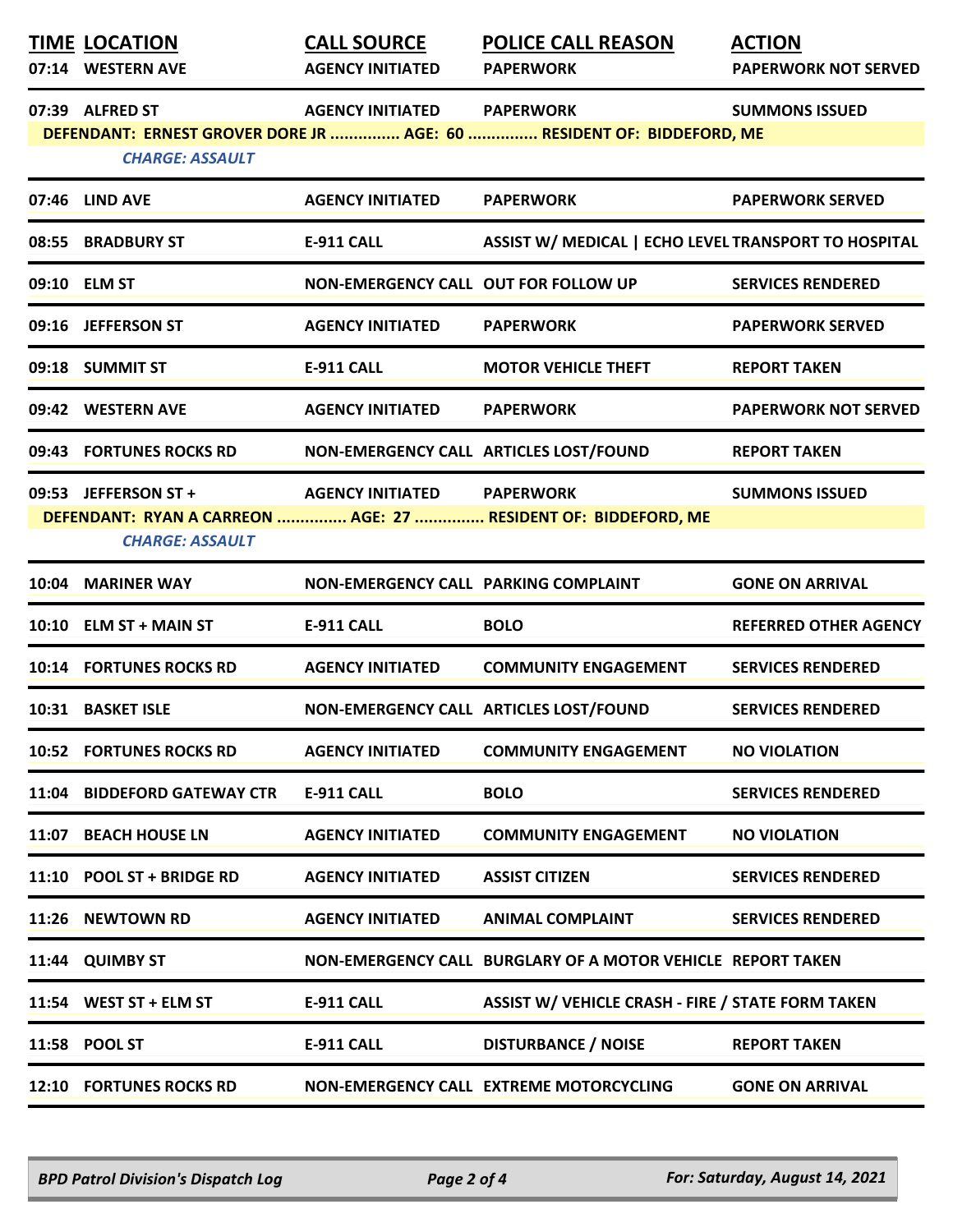| TIME | LOCATION | CALL SOURCE | POLICE CALL REASON | ACTION |
|---|---|---|---|---|
| 07:14 | WESTERN AVE | AGENCY INITIATED | PAPERWORK | PAPERWORK NOT SERVED |
| 07:39 | ALFRED ST | AGENCY INITIATED | PAPERWORK | SUMMONS ISSUED |
| | DEFENDANT: ERNEST GROVER DORE JR ............... AGE: 60 ............... RESIDENT OF: BIDDEFORD, ME | | | |
| | *CHARGE: ASSAULT* | | | |
| 07:46 | LIND AVE | AGENCY INITIATED | PAPERWORK | PAPERWORK SERVED |
| 08:55 | BRADBURY ST | E-911 CALL | ASSIST W/ MEDICAL \| ECHO LEVEL | TRANSPORT TO HOSPITAL |
| 09:10 | ELM ST | NON-EMERGENCY CALL | OUT FOR FOLLOW UP | SERVICES RENDERED |
| 09:16 | JEFFERSON ST | AGENCY INITIATED | PAPERWORK | PAPERWORK SERVED |
| 09:18 | SUMMIT ST | E-911 CALL | MOTOR VEHICLE THEFT | REPORT TAKEN |
| 09:42 | WESTERN AVE | AGENCY INITIATED | PAPERWORK | PAPERWORK NOT SERVED |
| 09:43 | FORTUNES ROCKS RD | NON-EMERGENCY CALL | ARTICLES LOST/FOUND | REPORT TAKEN |
| 09:53 | JEFFERSON ST + | AGENCY INITIATED | PAPERWORK | SUMMONS ISSUED |
| | DEFENDANT: RYAN A CARREON ............... AGE: 27 ............... RESIDENT OF: BIDDEFORD, ME | | | |
| | *CHARGE: ASSAULT* | | | |
| 10:04 | MARINER WAY | NON-EMERGENCY CALL | PARKING COMPLAINT | GONE ON ARRIVAL |
| 10:10 | ELM ST + MAIN ST | E-911 CALL | BOLO | REFERRED OTHER AGENCY |
| 10:14 | FORTUNES ROCKS RD | AGENCY INITIATED | COMMUNITY ENGAGEMENT | SERVICES RENDERED |
| 10:31 | BASKET ISLE | NON-EMERGENCY CALL | ARTICLES LOST/FOUND | SERVICES RENDERED |
| 10:52 | FORTUNES ROCKS RD | AGENCY INITIATED | COMMUNITY ENGAGEMENT | NO VIOLATION |
| 11:04 | BIDDEFORD GATEWAY CTR | E-911 CALL | BOLO | SERVICES RENDERED |
| 11:07 | BEACH HOUSE LN | AGENCY INITIATED | COMMUNITY ENGAGEMENT | NO VIOLATION |
| 11:10 | POOL ST + BRIDGE RD | AGENCY INITIATED | ASSIST CITIZEN | SERVICES RENDERED |
| 11:26 | NEWTOWN RD | AGENCY INITIATED | ANIMAL COMPLAINT | SERVICES RENDERED |
| 11:44 | QUIMBY ST | NON-EMERGENCY CALL | BURGLARY OF A MOTOR VEHICLE | REPORT TAKEN |
| 11:54 | WEST ST + ELM ST | E-911 CALL | ASSIST W/ VEHICLE CRASH - FIRE / | STATE FORM TAKEN |
| 11:58 | POOL ST | E-911 CALL | DISTURBANCE / NOISE | REPORT TAKEN |
| 12:10 | FORTUNES ROCKS RD | NON-EMERGENCY CALL | EXTREME MOTORCYCLING | GONE ON ARRIVAL |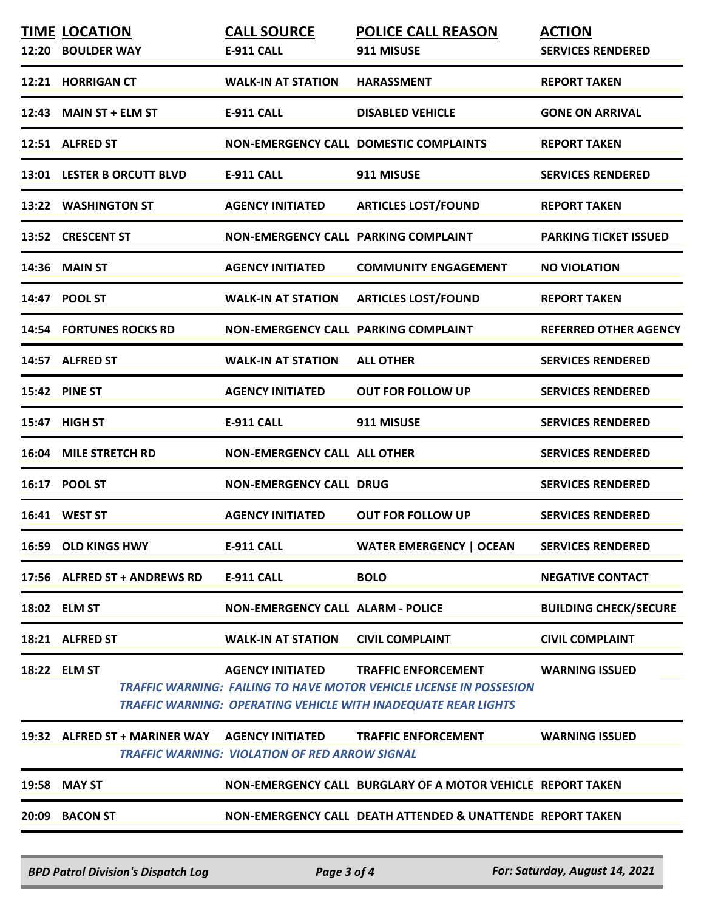| TIME | LOCATION | CALL SOURCE | POLICE CALL REASON | ACTION |
|---|---|---|---|---|
| 12:20 | BOULDER WAY | E-911 CALL | 911 MISUSE | SERVICES RENDERED |
| 12:21 | HORRIGAN CT | WALK-IN AT STATION | HARASSMENT | REPORT TAKEN |
| 12:43 | MAIN ST + ELM ST | E-911 CALL | DISABLED VEHICLE | GONE ON ARRIVAL |
| 12:51 | ALFRED ST | NON-EMERGENCY CALL | DOMESTIC COMPLAINTS | REPORT TAKEN |
| 13:01 | LESTER B ORCUTT BLVD | E-911 CALL | 911 MISUSE | SERVICES RENDERED |
| 13:22 | WASHINGTON ST | AGENCY INITIATED | ARTICLES LOST/FOUND | REPORT TAKEN |
| 13:52 | CRESCENT ST | NON-EMERGENCY CALL | PARKING COMPLAINT | PARKING TICKET ISSUED |
| 14:36 | MAIN ST | AGENCY INITIATED | COMMUNITY ENGAGEMENT | NO VIOLATION |
| 14:47 | POOL ST | WALK-IN AT STATION | ARTICLES LOST/FOUND | REPORT TAKEN |
| 14:54 | FORTUNES ROCKS RD | NON-EMERGENCY CALL | PARKING COMPLAINT | REFERRED OTHER AGENCY |
| 14:57 | ALFRED ST | WALK-IN AT STATION | ALL OTHER | SERVICES RENDERED |
| 15:42 | PINE ST | AGENCY INITIATED | OUT FOR FOLLOW UP | SERVICES RENDERED |
| 15:47 | HIGH ST | E-911 CALL | 911 MISUSE | SERVICES RENDERED |
| 16:04 | MILE STRETCH RD | NON-EMERGENCY CALL | ALL OTHER | SERVICES RENDERED |
| 16:17 | POOL ST | NON-EMERGENCY CALL | DRUG | SERVICES RENDERED |
| 16:41 | WEST ST | AGENCY INITIATED | OUT FOR FOLLOW UP | SERVICES RENDERED |
| 16:59 | OLD KINGS HWY | E-911 CALL | WATER EMERGENCY \| OCEAN | SERVICES RENDERED |
| 17:56 | ALFRED ST + ANDREWS RD | E-911 CALL | BOLO | NEGATIVE CONTACT |
| 18:02 | ELM ST | NON-EMERGENCY CALL | ALARM - POLICE | BUILDING CHECK/SECURE |
| 18:21 | ALFRED ST | WALK-IN AT STATION | CIVIL COMPLAINT | CIVIL COMPLAINT |
| 18:22 | ELM ST | AGENCY INITIATED | TRAFFIC ENFORCEMENT | WARNING ISSUED |
| | | *TRAFFIC WARNING: FAILING TO HAVE MOTOR VEHICLE LICENSE IN POSSESION* | | |
| | | *TRAFFIC WARNING: OPERATING VEHICLE WITH INADEQUATE REAR LIGHTS* | | |
| 19:32 | ALFRED ST + MARINER WAY | AGENCY INITIATED | TRAFFIC ENFORCEMENT | WARNING ISSUED |
| | | *TRAFFIC WARNING: VIOLATION OF RED ARROW SIGNAL* | | |
| 19:58 | MAY ST | NON-EMERGENCY CALL | BURGLARY OF A MOTOR VEHICLE | REPORT TAKEN |
| 20:09 | BACON ST | NON-EMERGENCY CALL | DEATH ATTENDED & UNATTENDE | REPORT TAKEN |

*BPD Patrol Division's Dispatch Log* — *For: Saturday, August 14, 2021*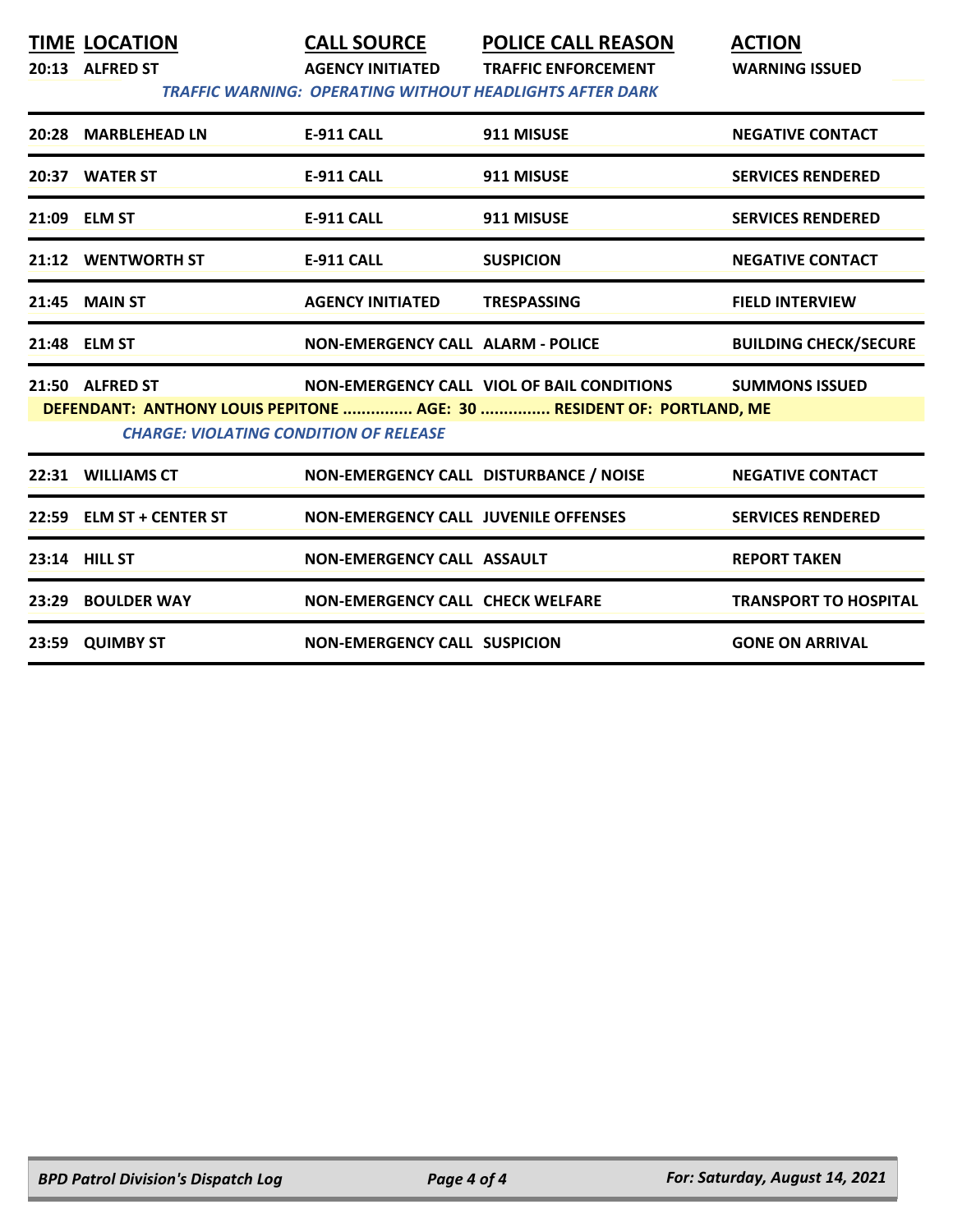| TIME | LOCATION | CALL SOURCE | POLICE CALL REASON | ACTION |
|---|---|---|---|---|
| 20:13 | ALFRED ST | AGENCY INITIATED | TRAFFIC ENFORCEMENT | WARNING ISSUED |
| | *TRAFFIC WARNING: OPERATING WITHOUT HEADLIGHTS AFTER DARK* | | | |
| 20:28 | MARBLEHEAD LN | E-911 CALL | 911 MISUSE | NEGATIVE CONTACT |
| 20:37 | WATER ST | E-911 CALL | 911 MISUSE | SERVICES RENDERED |
| 21:09 | ELM ST | E-911 CALL | 911 MISUSE | SERVICES RENDERED |
| 21:12 | WENTWORTH ST | E-911 CALL | SUSPICION | NEGATIVE CONTACT |
| 21:45 | MAIN ST | AGENCY INITIATED | TRESPASSING | FIELD INTERVIEW |
| 21:48 | ELM ST | NON-EMERGENCY CALL | ALARM - POLICE | BUILDING CHECK/SECURE |
| 21:50 | ALFRED ST | NON-EMERGENCY CALL | VIOL OF BAIL CONDITIONS | SUMMONS ISSUED |
| | DEFENDANT: ANTHONY LOUIS PEPITONE ............... AGE: 30 ............... RESIDENT OF: PORTLAND, ME | | | |
| | *CHARGE: VIOLATING CONDITION OF RELEASE* | | | |
| 22:31 | WILLIAMS CT | NON-EMERGENCY CALL | DISTURBANCE / NOISE | NEGATIVE CONTACT |
| 22:59 | ELM ST + CENTER ST | NON-EMERGENCY CALL | JUVENILE OFFENSES | SERVICES RENDERED |
| 23:14 | HILL ST | NON-EMERGENCY CALL | ASSAULT | REPORT TAKEN |
| 23:29 | BOULDER WAY | NON-EMERGENCY CALL | CHECK WELFARE | TRANSPORT TO HOSPITAL |
| 23:59 | QUIMBY ST | NON-EMERGENCY CALL | SUSPICION | GONE ON ARRIVAL |